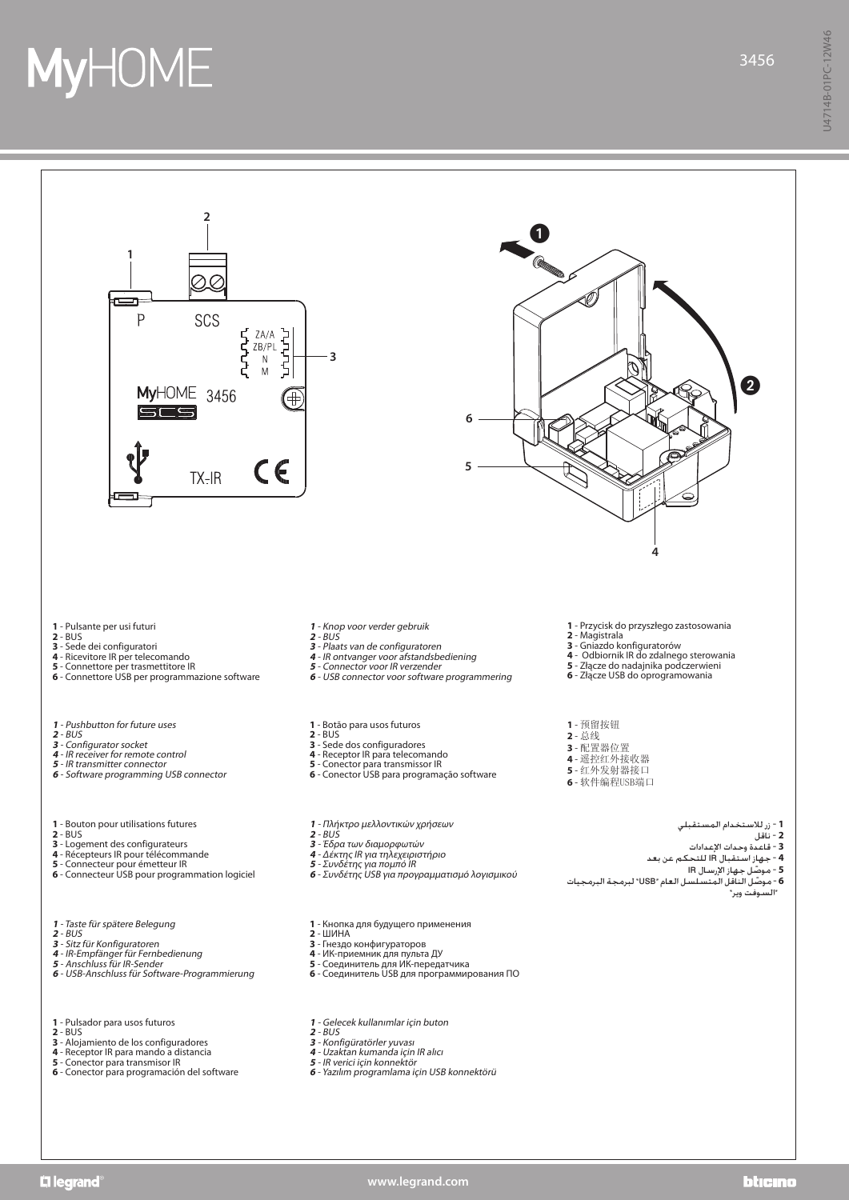MyHOME

3456

U4714B-01PC-12W46

2

1

P SCS

ZA/A
ZB/PL
N
M

3

MyHOME 3456

SCS

TX-IR

CE

1

2

6

5

4

**1** - Pulsante per usi futuri
**2** - BUS
**3** - Sede dei configuratori
**4** - Ricevitore IR per telecomando
**5** - Connettore per trasmettitore IR
**6** - Connettore USB per programmazione software

***1** - Pushbutton for future uses*
***2** - BUS*
***3** - Configurator socket*
***4** - IR receiver for remote control*
***5** - IR transmitter connector*
***6** - Software programming USB connector*

**1** - Bouton pour utilisations futures
**2** - BUS
**3** - Logement des configurateurs
**4** - Récepteurs IR pour télécommande
**5** - Connecteur pour émetteur IR
**6** - Connecteur USB pour programmation logiciel

***1** - Taste für spätere Belegung*
***2** - BUS*
***3** - Sitz für Konfiguratoren*
***4** - IR-Empfänger für Fernbedienung*
***5** - Anschluss für IR-Sender*
***6** - USB-Anschluss für Software-Programmierung*

**1** - Pulsador para usos futuros
**2** - BUS
**3** - Alojamiento de los configuradores
**4** - Receptor IR para mando a distancia
**5** - Conector para transmisor IR
**6** - Conector para programación del software

***1** - Knop voor verder gebruik*
***2** - BUS*
***3** - Plaats van de configuratoren*
***4** - IR ontvanger voor afstandsbediening*
***5** - Connector voor IR verzender*
***6** - USB connector voor software programmering*

**1** - Botão para usos futuros
**2** - BUS
**3** - Sede dos configuradores
**4** - Receptor IR para telecomando
**5** - Conector para transmissor IR
**6** - Conector USB para programação software

***1** - Πλήκτρο μελλοντικών χρήσεων*
***2** - BUS*
***3** - Έδρα των διαμορφωτών*
***4** - Δέκτης IR για τηλεχειριστήριο*
***5** - Συνδέτης για πομπό IR*
***6** - Συνδέτης USB για προγραμματισμό λογισμικού*

**1** - Кнопка для будущего применения
**2** - ШИНА
**3** - Гнездо конфигураторов
**4** - ИК-приемник для пульта ДУ
**5** - Соединитель для ИК-передатчика
**6** - Соединитель USB для программирования ПО

***1** - Gelecek kullanımlar için buton*
***2** - BUS*
***3** - Konfigüratörler yuvası*
***4** - Uzaktan kumanda için IR alıcı*
***5** - IR verici için konnektör*
***6** - Yazılım programlama için USB konnektörü*

**1** - Przycisk do przyszłego zastosowania
**2** - Magistrala
**3** - Gniazdo konfiguratorów
**4** - Odbiornik IR do zdalnego sterowania
**5** - Złącze do nadajnika podczerwieni
**6** - Złącze USB do oprogramowania

**1** - 预留按钮
**2** - 总线
**3** - 配置器位置
**4** - 遥控红外接收器
**5** - 红外发射器接口
**6** - 软件编程USB端口

**1** - زر للاستخدام المستقبلي
**2** - ناقل
**3** - قاعدة وحدات الإعدادات
**4** - جهاز استقبال IR للتحكم عن بعد
**5** - موصّل جهاز الإرسال IR
**6** - موصّل الناقل المتسلسل العام "USB" لبرمجة البرمجيات "السوفت وير"

legrand

www.legrand.com

bticino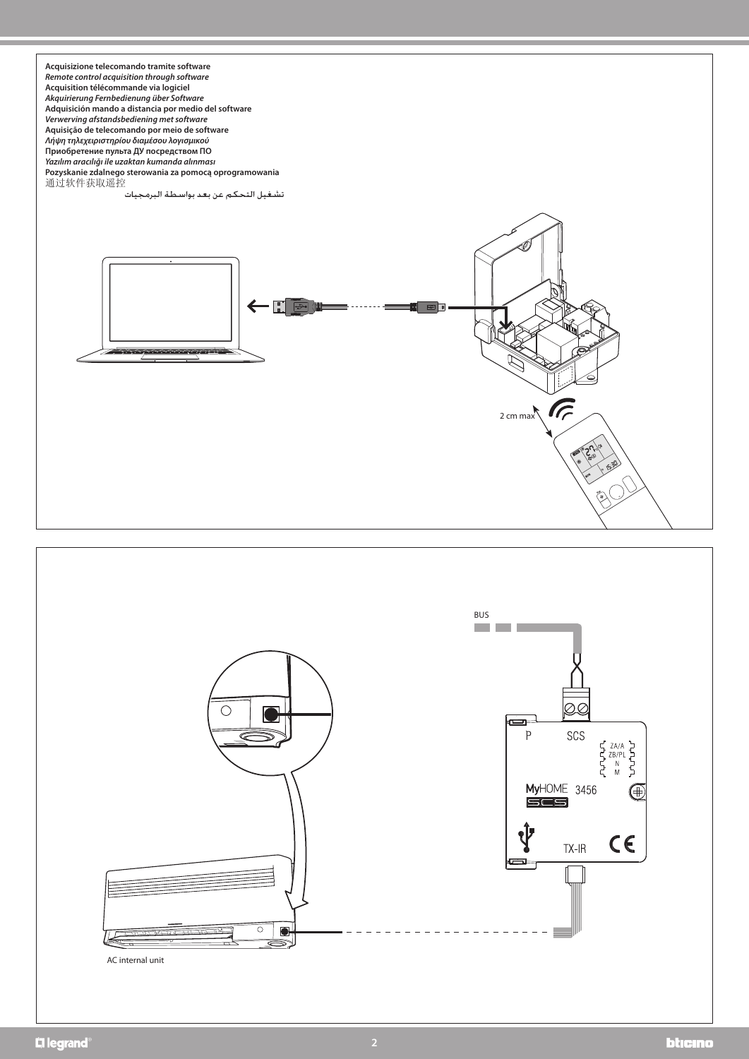**Acquisizione telecomando tramite software**
***Remote control acquisition through software***
**Acquisition télécommande via logiciel**
***Akquirierung Fernbedienung über Software***
**Adquisición mando a distancia por medio del software**
***Verwerving afstandsbediening met software***
**Aquisição de telecomando por meio de software**
***Λήψη τηλεχειριστηρίου διαμέσου λογισμικού***
**Приобретение пульта ДУ посредством ПО**
***Yazılım aracılığı ile uzaktan kumanda alınması***
**Pozyskanie zdalnego sterowania za pomocą oprogramowania**
通过软件获取遥控
تشغيل التحكم عن بعد بواسطة البرمجيات

2 cm max

BUS

P

SCS

ZA/A
ZB/PL
N
M

MyHOME 3456

SCS

TX-IR

AC internal unit